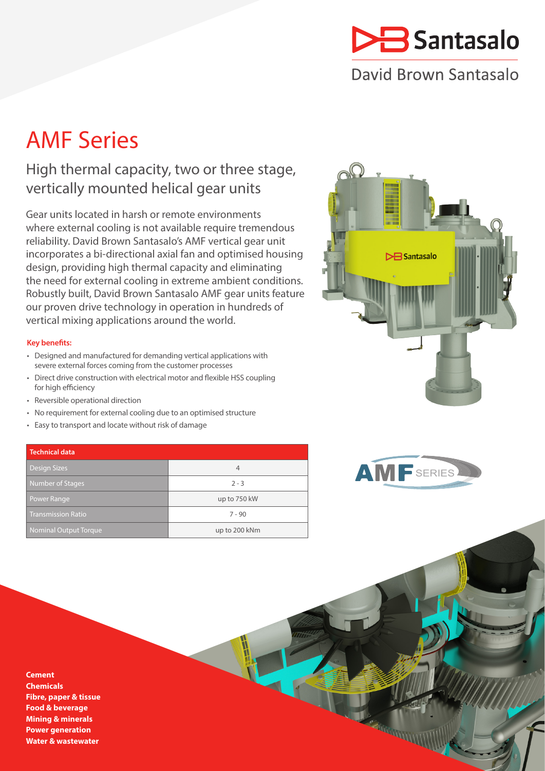Santasalo

David Brown Santasalo

# AMF Series

## High thermal capacity, two or three stage, vertically mounted helical gear units

Gear units located in harsh or remote environments where external cooling is not available require tremendous reliability. David Brown Santasalo's AMF vertical gear unit incorporates a bi-directional axial fan and optimised housing design, providing high thermal capacity and eliminating the need for external cooling in extreme ambient conditions. Robustly built, David Brown Santasalo AMF gear units feature our proven drive technology in operation in hundreds of vertical mixing applications around the world.

**Key benefits:**

- Designed and manufactured for demanding vertical applications with severe external forces coming from the customer processes
- Direct drive construction with electrical motor and flexible HSS coupling for high efficiency
- Reversible operational direction
- No requirement for external cooling due to an optimised structure
- Easy to transport and locate without risk of damage

| Technical data | |
|---|---|
| Design Sizes | 4 |
| Number of Stages | 2 - 3 |
| Power Range | up to 750 kW |
| Transmission Ratio | 7 - 90 |
| Nominal Output Torque | up to 200 kNm |

AMF SERIES

**Cement**
**Chemicals**
**Fibre, paper & tissue**
**Food & beverage**
**Mining & minerals**
**Power generation**
**Water & wastewater**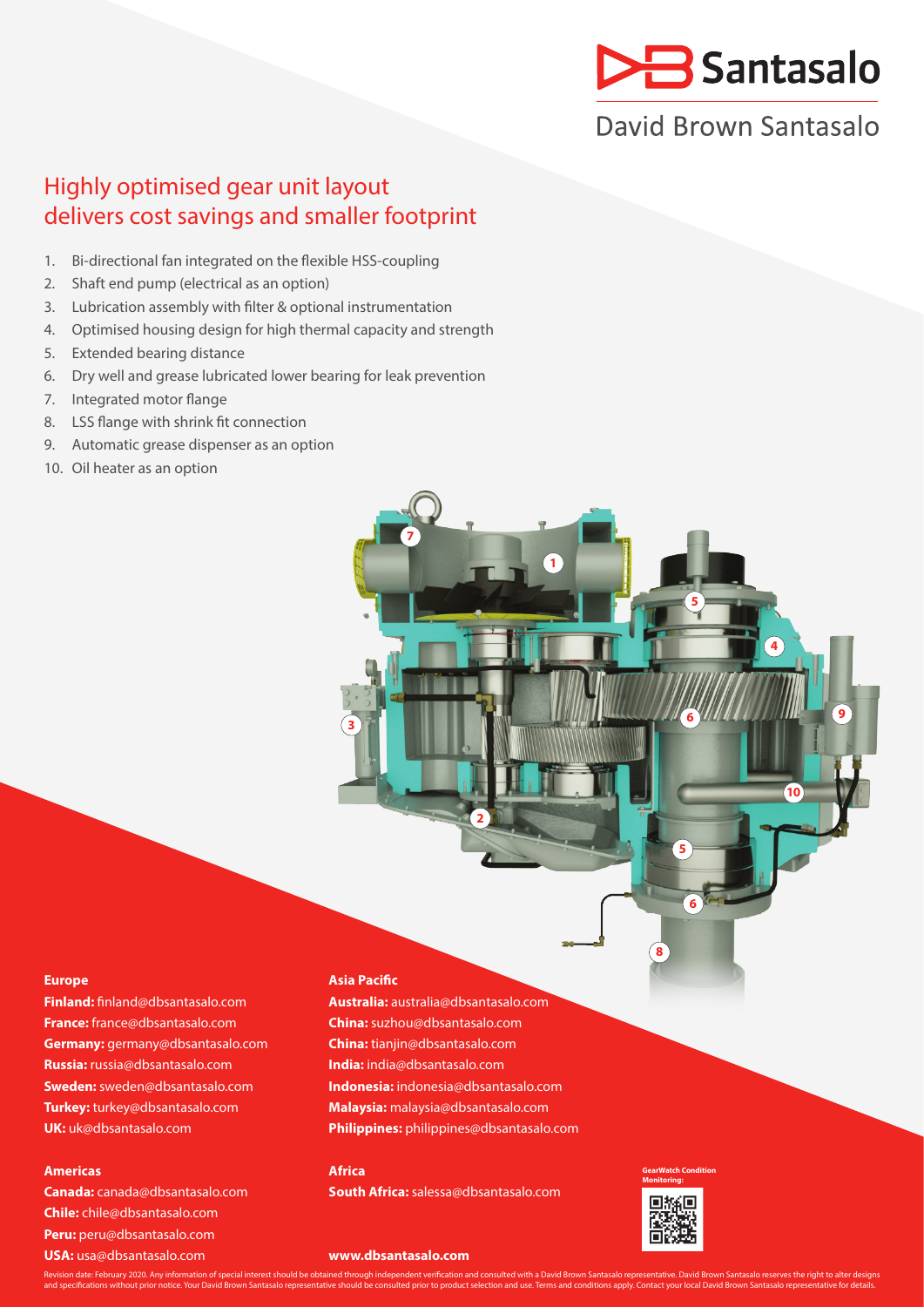Santasalo

David Brown Santasalo

## Highly optimised gear unit layout delivers cost savings and smaller footprint

1. Bi-directional fan integrated on the flexible HSS-coupling
2. Shaft end pump (electrical as an option)
3. Lubrication assembly with filter & optional instrumentation
4. Optimised housing design for high thermal capacity and strength
5. Extended bearing distance
6. Dry well and grease lubricated lower bearing for leak prevention
7. Integrated motor flange
8. LSS flange with shrink fit connection
9. Automatic grease dispenser as an option
10. Oil heater as an option

**Europe**

**Finland:** finland@dbsantasalo.com
**France:** france@dbsantasalo.com
**Germany:** germany@dbsantasalo.com
**Russia:** russia@dbsantasalo.com
**Sweden:** sweden@dbsantasalo.com
**Turkey:** turkey@dbsantasalo.com
**UK:** uk@dbsantasalo.com

**Americas**

**Canada:** canada@dbsantasalo.com
**Chile:** chile@dbsantasalo.com
**Peru:** peru@dbsantasalo.com
**USA:** usa@dbsantasalo.com

**Asia Pacific**

**Australia:** australia@dbsantasalo.com
**China:** suzhou@dbsantasalo.com
**China:** tianjin@dbsantasalo.com
**India:** india@dbsantasalo.com
**Indonesia:** indonesia@dbsantasalo.com
**Malaysia:** malaysia@dbsantasalo.com
**Philippines:** philippines@dbsantasalo.com

**Africa**

**South Africa:** salessa@dbsantasalo.com

**www.dbsantasalo.com**

GearWatch Condition Monitoring:

Revision date: February 2020. Any information of special interest should be obtained through independent verification and consulted with a David Brown Santasalo representative. David Brown Santasalo reserves the right to alter designs and specifications without prior notice. Your David Brown Santasalo representative should be consulted prior to product selection and use. Terms and conditions apply. Contact your local David Brown Santasalo representative for details.